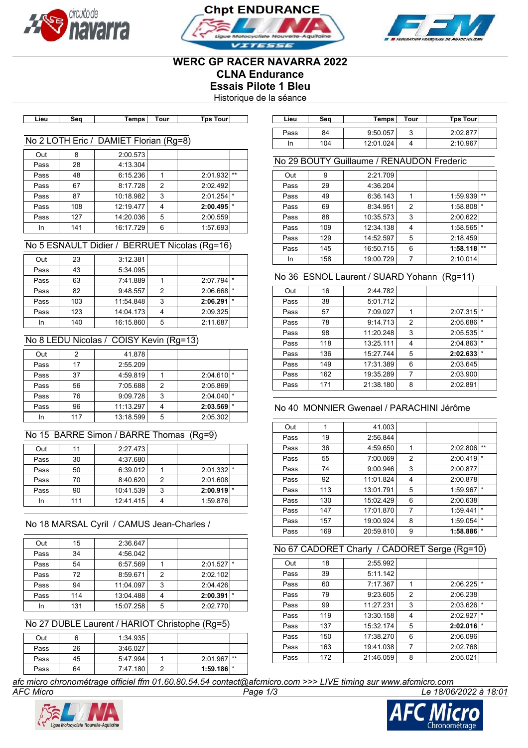Chpt ENDURANCE

# WERC GP RACER NAVARRA 2022
## CLNA Endurance
## Essais Pilote 1 Bleu
Historique de la séance

### No 2 LOTH Eric / DAMIET Florian (Rg=8)

| Lieu | Seq | Temps | Tour | Tps Tour | |
|---|---|---|---|---|---|
| Out | 8 | 2:00.573 | | | |
| Pass | 28 | 4:13.304 | | | |
| Pass | 48 | 6:15.236 | 1 | 2:01.932 | ** |
| Pass | 67 | 8:17.728 | 2 | 2:02.492 | |
| Pass | 87 | 10:18.982 | 3 | 2:01.254 | * |
| Pass | 108 | 12:19.477 | 4 | **2:00.495** | * |
| Pass | 127 | 14:20.036 | 5 | 2:00.559 | |
| In | 141 | 16:17.729 | 6 | 1:57.693 | |

### No 5 ESNAULT Didier / BERRUET Nicolas (Rg=16)

| Lieu | Seq | Temps | Tour | Tps Tour | |
|---|---|---|---|---|---|
| Out | 23 | 3:12.381 | | | |
| Pass | 43 | 5:34.095 | | | |
| Pass | 63 | 7:41.889 | 1 | 2:07.794 | * |
| Pass | 82 | 9:48.557 | 2 | 2:06.668 | * |
| Pass | 103 | 11:54.848 | 3 | **2:06.291** | * |
| Pass | 123 | 14:04.173 | 4 | 2:09.325 | |
| In | 140 | 16:15.860 | 5 | 2:11.687 | |

### No 8 LEDU Nicolas / COISY Kevin (Rg=13)

| Lieu | Seq | Temps | Tour | Tps Tour | |
|---|---|---|---|---|---|
| Out | 2 | 41.878 | | | |
| Pass | 17 | 2:55.209 | | | |
| Pass | 37 | 4:59.819 | 1 | 2:04.610 | * |
| Pass | 56 | 7:05.688 | 2 | 2:05.869 | |
| Pass | 76 | 9:09.728 | 3 | 2:04.040 | * |
| Pass | 96 | 11:13.297 | 4 | **2:03.569** | * |
| In | 117 | 13:18.599 | 5 | 2:05.302 | |

### No 15 BARRE Simon / BARRE Thomas (Rg=9)

| Lieu | Seq | Temps | Tour | Tps Tour | |
|---|---|---|---|---|---|
| Out | 11 | 2:27.473 | | | |
| Pass | 30 | 4:37.680 | | | |
| Pass | 50 | 6:39.012 | 1 | 2:01.332 | * |
| Pass | 70 | 8:40.620 | 2 | 2:01.608 | |
| Pass | 90 | 10:41.539 | 3 | **2:00.919** | * |
| In | 111 | 12:41.415 | 4 | 1:59.876 | |

### No 18 MARSAL Cyril / CAMUS Jean-Charles /

| Lieu | Seq | Temps | Tour | Tps Tour | |
|---|---|---|---|---|---|
| Out | 15 | 2:36.647 | | | |
| Pass | 34 | 4:56.042 | | | |
| Pass | 54 | 6:57.569 | 1 | 2:01.527 | * |
| Pass | 72 | 8:59.671 | 2 | 2:02.102 | |
| Pass | 94 | 11:04.097 | 3 | 2:04.426 | |
| Pass | 114 | 13:04.488 | 4 | **2:00.391** | * |
| In | 131 | 15:07.258 | 5 | 2:02.770 | |

### No 27 DUBLE Laurent / HARIOT Christophe (Rg=5)

| Lieu | Seq | Temps | Tour | Tps Tour | |
|---|---|---|---|---|---|
| Out | 6 | 1:34.935 | | | |
| Pass | 26 | 3:46.027 | | | |
| Pass | 45 | 5:47.994 | 1 | 2:01.967 | ** |
| Pass | 64 | 7:47.180 | 2 | **1:59.186** | * |
| Pass | 84 | 9:50.057 | 3 | 2:02.877 | |
| In | 104 | 12:01.024 | 4 | 2:10.967 | |

### No 29 BOUTY Guillaume / RENAUDON Frederic

| Lieu | Seq | Temps | Tour | Tps Tour | |
|---|---|---|---|---|---|
| Out | 9 | 2:21.709 | | | |
| Pass | 29 | 4:36.204 | | | |
| Pass | 49 | 6:36.143 | 1 | 1:59.939 | ** |
| Pass | 69 | 8:34.951 | 2 | 1:58.808 | * |
| Pass | 88 | 10:35.573 | 3 | 2:00.622 | |
| Pass | 109 | 12:34.138 | 4 | 1:58.565 | * |
| Pass | 129 | 14:52.597 | 5 | 2:18.459 | |
| Pass | 145 | 16:50.715 | 6 | **1:58.118** | ** |
| In | 158 | 19:00.729 | 7 | 2:10.014 | |

### No 36 ESNOL Laurent / SUARD Yohann (Rg=11)

| Lieu | Seq | Temps | Tour | Tps Tour | |
|---|---|---|---|---|---|
| Out | 16 | 2:44.782 | | | |
| Pass | 38 | 5:01.712 | | | |
| Pass | 57 | 7:09.027 | 1 | 2:07.315 | * |
| Pass | 78 | 9:14.713 | 2 | 2:05.686 | * |
| Pass | 98 | 11:20.248 | 3 | 2:05.535 | * |
| Pass | 118 | 13:25.111 | 4 | 2:04.863 | * |
| Pass | 136 | 15:27.744 | 5 | **2:02.633** | * |
| Pass | 149 | 17:31.389 | 6 | 2:03.645 | |
| Pass | 162 | 19:35.289 | 7 | 2:03.900 | |
| Pass | 171 | 21:38.180 | 8 | 2:02.891 | |

### No 40 MONNIER Gwenael / PARACHINI Jérôme

| Lieu | Seq | Temps | Tour | Tps Tour | |
|---|---|---|---|---|---|
| Out | 1 | 41.003 | | | |
| Pass | 19 | 2:56.844 | | | |
| Pass | 36 | 4:59.650 | 1 | 2:02.806 | ** |
| Pass | 55 | 7:00.069 | 2 | 2:00.419 | * |
| Pass | 74 | 9:00.946 | 3 | 2:00.877 | |
| Pass | 92 | 11:01.824 | 4 | 2:00.878 | |
| Pass | 113 | 13:01.791 | 5 | 1:59.967 | * |
| Pass | 130 | 15:02.429 | 6 | 2:00.638 | |
| Pass | 147 | 17:01.870 | 7 | 1:59.441 | * |
| Pass | 157 | 19:00.924 | 8 | 1:59.054 | * |
| Pass | 169 | 20:59.810 | 9 | **1:58.886** | * |

### No 67 CADORET Charly / CADORET Serge (Rg=10)

| Lieu | Seq | Temps | Tour | Tps Tour | |
|---|---|---|---|---|---|
| Out | 18 | 2:55.992 | | | |
| Pass | 39 | 5:11.142 | | | |
| Pass | 60 | 7:17.367 | 1 | 2:06.225 | * |
| Pass | 79 | 9:23.605 | 2 | 2:06.238 | |
| Pass | 99 | 11:27.231 | 3 | 2:03.626 | * |
| Pass | 119 | 13:30.158 | 4 | 2:02.927 | * |
| Pass | 137 | 15:32.174 | 5 | **2:02.016** | * |
| Pass | 150 | 17:38.270 | 6 | 2:06.096 | |
| Pass | 163 | 19:41.038 | 7 | 2:02.768 | |
| Pass | 172 | 21:46.059 | 8 | 2:05.021 | |

*afc micro chronométrage officiel ffm 01.60.80.54.54 contact@afcmicro.com >>> LIVE timing sur www.afcmicro.com*

*AFC Micro* — *Le 18/06/2022 à 18:01*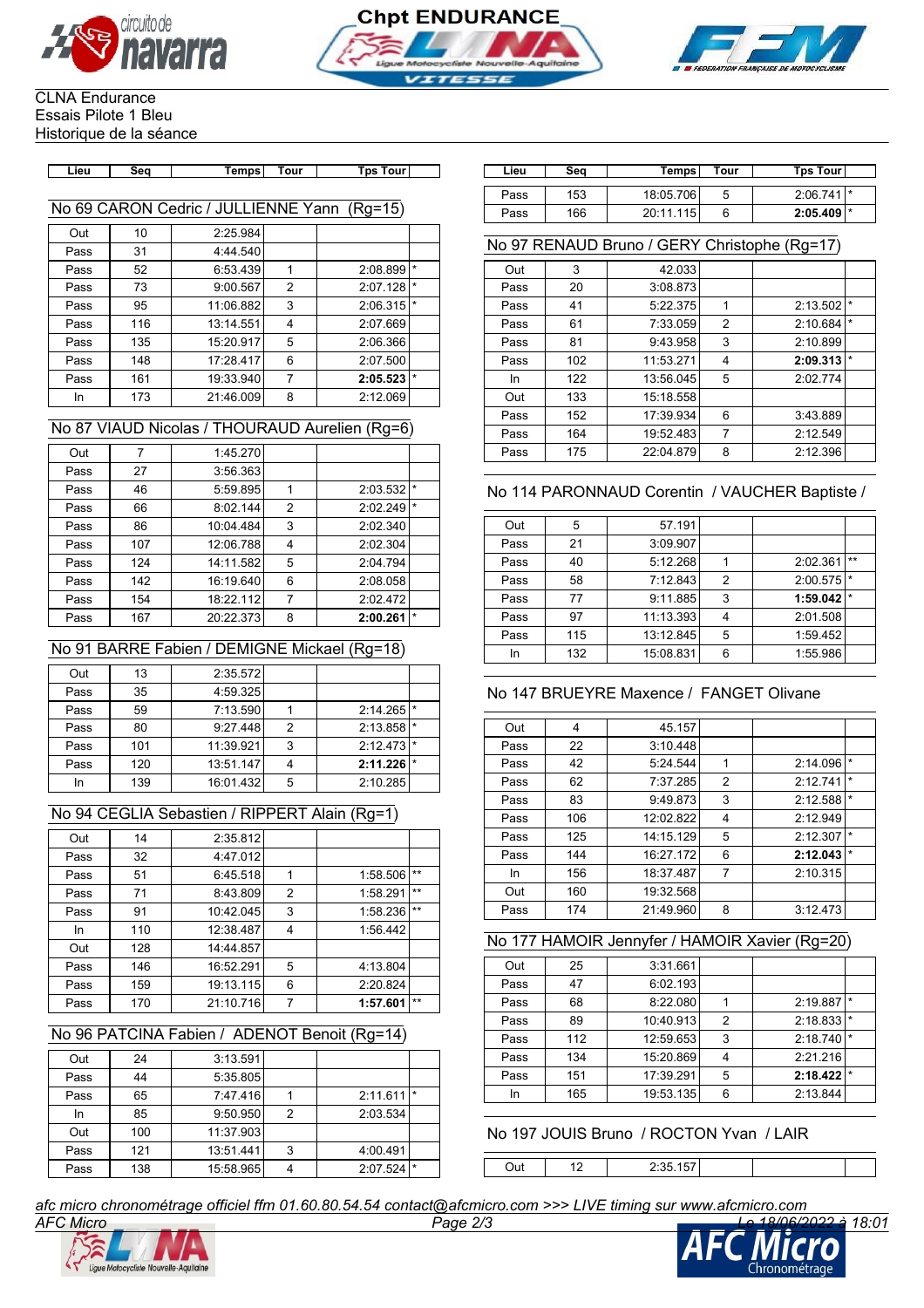CLNA Endurance
Essais Pilote 1 Bleu
Historique de la séance

| Lieu | Seq | Temps | Tour | Tps Tour | |
|---|---|---|---|---|---|

## No 69 CARON Cedric / JULLIENNE Yann (Rg=15)

| Lieu | Seq | Temps | Tour | Tps Tour | |
|---|---|---|---|---|---|
| Out | 10 | 2:25.984 | | | |
| Pass | 31 | 4:44.540 | | | |
| Pass | 52 | 6:53.439 | 1 | 2:08.899 | * |
| Pass | 73 | 9:00.567 | 2 | 2:07.128 | * |
| Pass | 95 | 11:06.882 | 3 | 2:06.315 | * |
| Pass | 116 | 13:14.551 | 4 | 2:07.669 | |
| Pass | 135 | 15:20.917 | 5 | 2:06.366 | |
| Pass | 148 | 17:28.417 | 6 | 2:07.500 | |
| Pass | 161 | 19:33.940 | 7 | **2:05.523** | * |
| In | 173 | 21:46.009 | 8 | 2:12.069 | |

## No 87 VIAUD Nicolas / THOURAUD Aurelien (Rg=6)

| Lieu | Seq | Temps | Tour | Tps Tour | |
|---|---|---|---|---|---|
| Out | 7 | 1:45.270 | | | |
| Pass | 27 | 3:56.363 | | | |
| Pass | 46 | 5:59.895 | 1 | 2:03.532 | * |
| Pass | 66 | 8:02.144 | 2 | 2:02.249 | * |
| Pass | 86 | 10:04.484 | 3 | 2:02.340 | |
| Pass | 107 | 12:06.788 | 4 | 2:02.304 | |
| Pass | 124 | 14:11.582 | 5 | 2:04.794 | |
| Pass | 142 | 16:19.640 | 6 | 2:08.058 | |
| Pass | 154 | 18:22.112 | 7 | 2:02.472 | |
| Pass | 167 | 20:22.373 | 8 | **2:00.261** | * |

## No 91 BARRE Fabien / DEMIGNE Mickael (Rg=18)

| Lieu | Seq | Temps | Tour | Tps Tour | |
|---|---|---|---|---|---|
| Out | 13 | 2:35.572 | | | |
| Pass | 35 | 4:59.325 | | | |
| Pass | 59 | 7:13.590 | 1 | 2:14.265 | * |
| Pass | 80 | 9:27.448 | 2 | 2:13.858 | * |
| Pass | 101 | 11:39.921 | 3 | 2:12.473 | * |
| Pass | 120 | 13:51.147 | 4 | **2:11.226** | * |
| In | 139 | 16:01.432 | 5 | 2:10.285 | |

## No 94 CEGLIA Sebastien / RIPPERT Alain (Rg=1)

| Lieu | Seq | Temps | Tour | Tps Tour | |
|---|---|---|---|---|---|
| Out | 14 | 2:35.812 | | | |
| Pass | 32 | 4:47.012 | | | |
| Pass | 51 | 6:45.518 | 1 | 1:58.506 | ** |
| Pass | 71 | 8:43.809 | 2 | 1:58.291 | ** |
| Pass | 91 | 10:42.045 | 3 | 1:58.236 | ** |
| In | 110 | 12:38.487 | 4 | 1:56.442 | |
| Out | 128 | 14:44.857 | | | |
| Pass | 146 | 16:52.291 | 5 | 4:13.804 | |
| Pass | 159 | 19:13.115 | 6 | 2:20.824 | |
| Pass | 170 | 21:10.716 | 7 | **1:57.601** | ** |

## No 96 PATCINA Fabien / ADENOT Benoit (Rg=14)

| Lieu | Seq | Temps | Tour | Tps Tour | |
|---|---|---|---|---|---|
| Out | 24 | 3:13.591 | | | |
| Pass | 44 | 5:35.805 | | | |
| Pass | 65 | 7:47.416 | 1 | 2:11.611 | * |
| In | 85 | 9:50.950 | 2 | 2:03.534 | |
| Out | 100 | 11:37.903 | | | |
| Pass | 121 | 13:51.441 | 3 | 4:00.491 | |
| Pass | 138 | 15:58.965 | 4 | 2:07.524 | * |
| Pass | 153 | 18:05.706 | 5 | 2:06.741 | * |
| Pass | 166 | 20:11.115 | 6 | **2:05.409** | * |

## No 97 RENAUD Bruno / GERY Christophe (Rg=17)

| Lieu | Seq | Temps | Tour | Tps Tour | |
|---|---|---|---|---|---|
| Out | 3 | 42.033 | | | |
| Pass | 20 | 3:08.873 | | | |
| Pass | 41 | 5:22.375 | 1 | 2:13.502 | * |
| Pass | 61 | 7:33.059 | 2 | 2:10.684 | * |
| Pass | 81 | 9:43.958 | 3 | 2:10.899 | |
| Pass | 102 | 11:53.271 | 4 | **2:09.313** | * |
| In | 122 | 13:56.045 | 5 | 2:02.774 | |
| Out | 133 | 15:18.558 | | | |
| Pass | 152 | 17:39.934 | 6 | 3:43.889 | |
| Pass | 164 | 19:52.483 | 7 | 2:12.549 | |
| Pass | 175 | 22:04.879 | 8 | 2:12.396 | |

## No 114 PARONNAUD Corentin / VAUCHER Baptiste /

| Lieu | Seq | Temps | Tour | Tps Tour | |
|---|---|---|---|---|---|
| Out | 5 | 57.191 | | | |
| Pass | 21 | 3:09.907 | | | |
| Pass | 40 | 5:12.268 | 1 | 2:02.361 | ** |
| Pass | 58 | 7:12.843 | 2 | 2:00.575 | * |
| Pass | 77 | 9:11.885 | 3 | **1:59.042** | * |
| Pass | 97 | 11:13.393 | 4 | 2:01.508 | |
| Pass | 115 | 13:12.845 | 5 | 1:59.452 | |
| In | 132 | 15:08.831 | 6 | 1:55.986 | |

## No 147 BRUEYRE Maxence / FANGET Olivane

| Lieu | Seq | Temps | Tour | Tps Tour | |
|---|---|---|---|---|---|
| Out | 4 | 45.157 | | | |
| Pass | 22 | 3:10.448 | | | |
| Pass | 42 | 5:24.544 | 1 | 2:14.096 | * |
| Pass | 62 | 7:37.285 | 2 | 2:12.741 | * |
| Pass | 83 | 9:49.873 | 3 | 2:12.588 | * |
| Pass | 106 | 12:02.822 | 4 | 2:12.949 | |
| Pass | 125 | 14:15.129 | 5 | 2:12.307 | * |
| Pass | 144 | 16:27.172 | 6 | **2:12.043** | * |
| In | 156 | 18:37.487 | 7 | 2:10.315 | |
| Out | 160 | 19:32.568 | | | |
| Pass | 174 | 21:49.960 | 8 | 3:12.473 | |

## No 177 HAMOIR Jennyfer / HAMOIR Xavier (Rg=20)

| Lieu | Seq | Temps | Tour | Tps Tour | |
|---|---|---|---|---|---|
| Out | 25 | 3:31.661 | | | |
| Pass | 47 | 6:02.193 | | | |
| Pass | 68 | 8:22.080 | 1 | 2:19.887 | * |
| Pass | 89 | 10:40.913 | 2 | 2:18.833 | * |
| Pass | 112 | 12:59.653 | 3 | 2:18.740 | * |
| Pass | 134 | 15:20.869 | 4 | 2:21.216 | |
| Pass | 151 | 17:39.291 | 5 | **2:18.422** | * |
| In | 165 | 19:53.135 | 6 | 2:13.844 | |

## No 197 JOUIS Bruno / ROCTON Yvan / LAIR

| Lieu | Seq | Temps | Tour | Tps Tour | |
|---|---|---|---|---|---|
| Out | 12 | 2:35.157 | | | |

*afc micro chronométrage officiel ffm 01.60.80.54.54 contact@afcmicro.com >>> LIVE timing sur www.afcmicro.com*
AFC Micro — Le 18/06/2022 à 18:01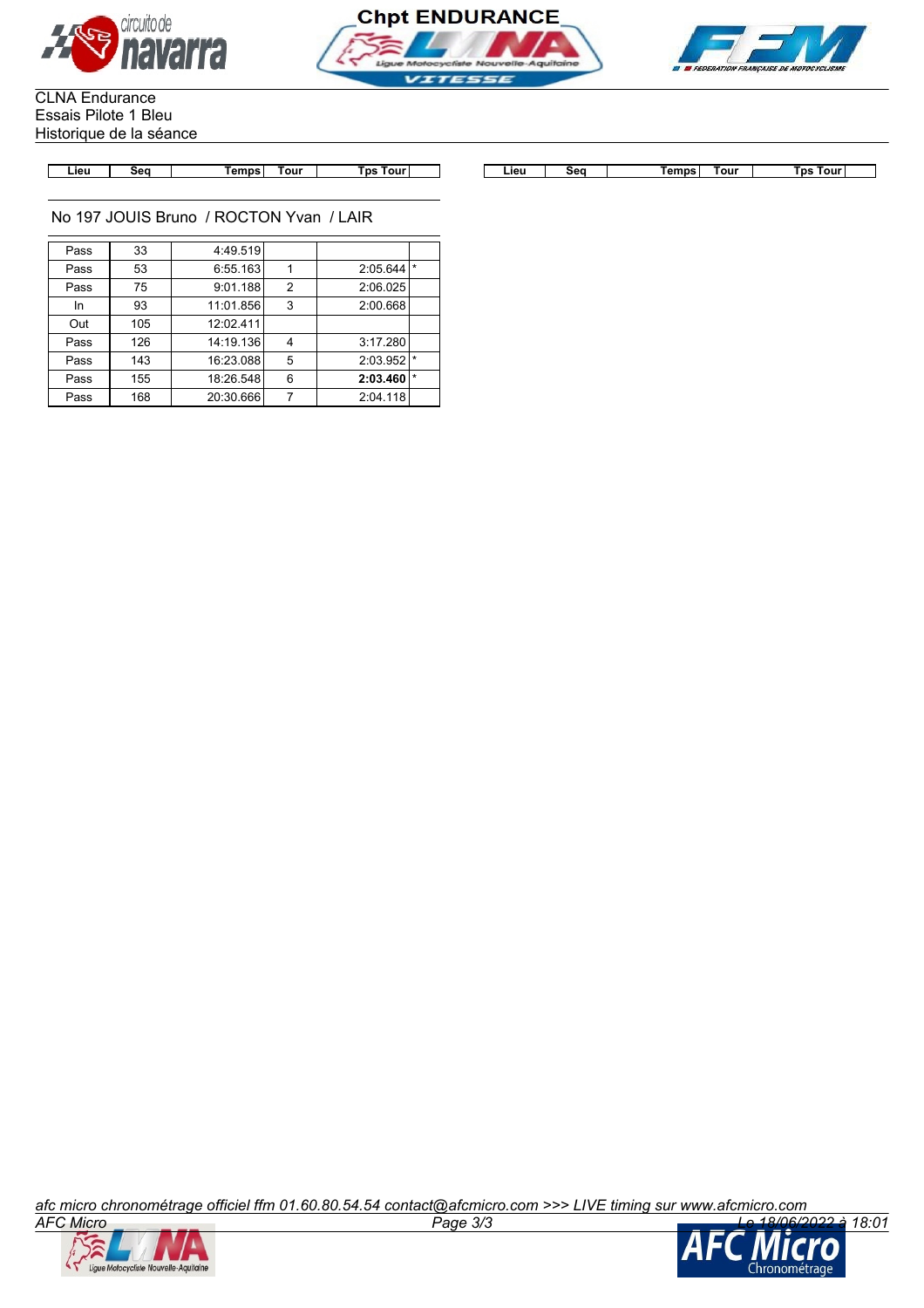Chpt ENDURANCE

CLNA Endurance
Essais Pilote 1 Bleu
Historique de la séance

No 197 JOUIS Bruno / ROCTON Yvan / LAIR

| Lieu | Seq | Temps | Tour | Tps Tour | |
|---|---|---|---|---|---|
| Pass | 33 | 4:49.519 | | | |
| Pass | 53 | 6:55.163 | 1 | 2:05.644 | * |
| Pass | 75 | 9:01.188 | 2 | 2:06.025 | |
| In | 93 | 11:01.856 | 3 | 2:00.668 | |
| Out | 105 | 12:02.411 | | | |
| Pass | 126 | 14:19.136 | 4 | 3:17.280 | |
| Pass | 143 | 16:23.088 | 5 | 2:03.952 | * |
| Pass | 155 | 18:26.548 | 6 | **2:03.460** | * |
| Pass | 168 | 20:30.666 | 7 | 2:04.118 | |

*afc micro chronométrage officiel ffm 01.60.80.54.54 contact@afcmicro.com >>> LIVE timing sur www.afcmicro.com*
*AFC Micro* *Le 18/06/2022 à 18:01*